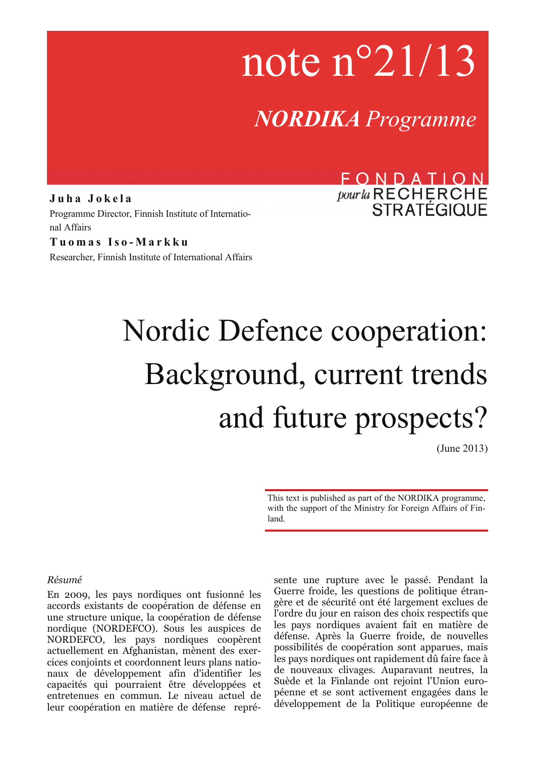# note n°21/13

## *NORDIKA Programme*

FONDATION *pour la* RECHERCHE STRATÉGIQUE

**Juha Jokela**
Programme Director, Finnish Institute of International Affairs

**Tuomas Iso-Markku**
Researcher, Finnish Institute of International Affairs

# Nordic Defence cooperation: Background, current trends and future prospects?

(June 2013)

This text is published as part of the NORDIKA programme, with the support of the Ministry for Foreign Affairs of Finland.

*Résumé*

En 2009, les pays nordiques ont fusionné les accords existants de coopération de défense en une structure unique, la coopération de défense nordique (NORDEFCO). Sous les auspices de NORDEFCO, les pays nordiques coopèrent actuellement en Afghanistan, mènent des exercices conjoints et coordonnent leurs plans nationaux de développement afin d'identifier les capacités qui pourraient être développées et entretenues en commun. Le niveau actuel de leur coopération en matière de défense représente une rupture avec le passé. Pendant la Guerre froide, les questions de politique étrangère et de sécurité ont été largement exclues de l'ordre du jour en raison des choix respectifs que les pays nordiques avaient fait en matière de défense. Après la Guerre froide, de nouvelles possibilités de coopération sont apparues, mais les pays nordiques ont rapidement dû faire face à de nouveaux clivages. Auparavant neutres, la Suède et la Finlande ont rejoint l'Union européenne et se sont activement engagées dans le développement de la Politique européenne de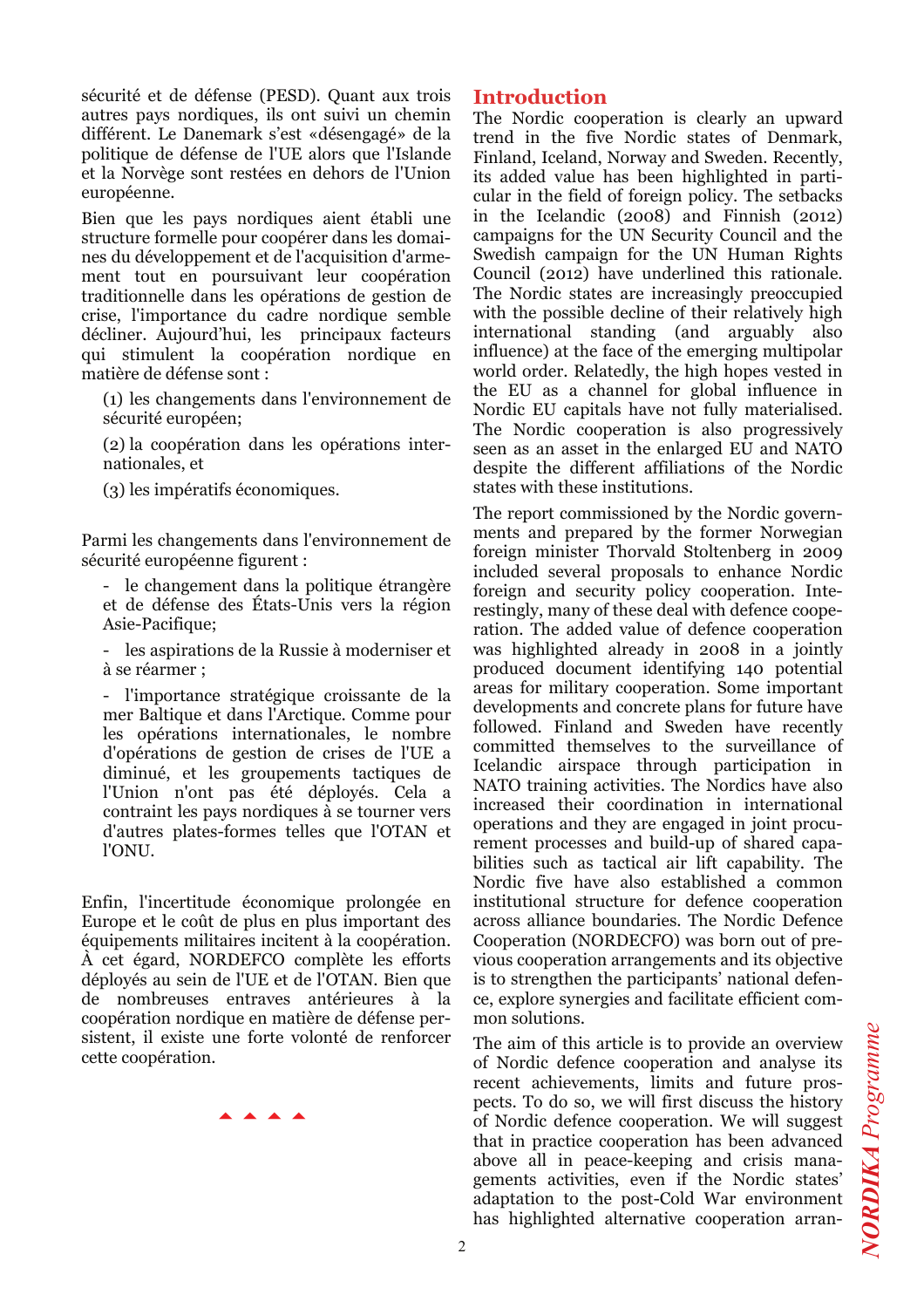sécurité et de défense (PESD). Quant aux trois autres pays nordiques, ils ont suivi un chemin différent. Le Danemark s'est «désengagé» de la politique de défense de l'UE alors que l'Islande et la Norvège sont restées en dehors de l'Union européenne.

Bien que les pays nordiques aient établi une structure formelle pour coopérer dans les domaines du développement et de l'acquisition d'armement tout en poursuivant leur coopération traditionnelle dans les opérations de gestion de crise, l'importance du cadre nordique semble décliner. Aujourd'hui, les principaux facteurs qui stimulent la coopération nordique en matière de défense sont :

(1) les changements dans l'environnement de sécurité européen;

(2) la coopération dans les opérations internationales, et

(3) les impératifs économiques.

Parmi les changements dans l'environnement de sécurité européenne figurent :

- le changement dans la politique étrangère et de défense des États-Unis vers la région Asie-Pacifique;
- les aspirations de la Russie à moderniser et à se réarmer ;
- l'importance stratégique croissante de la mer Baltique et dans l'Arctique. Comme pour les opérations internationales, le nombre d'opérations de gestion de crises de l'UE a diminué, et les groupements tactiques de l'Union n'ont pas été déployés. Cela a contraint les pays nordiques à se tourner vers d'autres plates-formes telles que l'OTAN et l'ONU.

Enfin, l'incertitude économique prolongée en Europe et le coût de plus en plus important des équipements militaires incitent à la coopération. À cet égard, NORDEFCO complète les efforts déployés au sein de l'UE et de l'OTAN. Bien que de nombreuses entraves antérieures à la coopération nordique en matière de défense persistent, il existe une forte volonté de renforcer cette coopération.

## Introduction

The Nordic cooperation is clearly an upward trend in the five Nordic states of Denmark, Finland, Iceland, Norway and Sweden. Recently, its added value has been highlighted in particular in the field of foreign policy. The setbacks in the Icelandic (2008) and Finnish (2012) campaigns for the UN Security Council and the Swedish campaign for the UN Human Rights Council (2012) have underlined this rationale. The Nordic states are increasingly preoccupied with the possible decline of their relatively high international standing (and arguably also influence) at the face of the emerging multipolar world order. Relatedly, the high hopes vested in the EU as a channel for global influence in Nordic EU capitals have not fully materialised. The Nordic cooperation is also progressively seen as an asset in the enlarged EU and NATO despite the different affiliations of the Nordic states with these institutions.

The report commissioned by the Nordic governments and prepared by the former Norwegian foreign minister Thorvald Stoltenberg in 2009 included several proposals to enhance Nordic foreign and security policy cooperation. Interestingly, many of these deal with defence cooperation. The added value of defence cooperation was highlighted already in 2008 in a jointly produced document identifying 140 potential areas for military cooperation. Some important developments and concrete plans for future have followed. Finland and Sweden have recently committed themselves to the surveillance of Icelandic airspace through participation in NATO training activities. The Nordics have also increased their coordination in international operations and they are engaged in joint procurement processes and build-up of shared capabilities such as tactical air lift capability. The Nordic five have also established a common institutional structure for defence cooperation across alliance boundaries. The Nordic Defence Cooperation (NORDECFO) was born out of previous cooperation arrangements and its objective is to strengthen the participants' national defence, explore synergies and facilitate efficient common solutions.

The aim of this article is to provide an overview of Nordic defence cooperation and analyse its recent achievements, limits and future prospects. To do so, we will first discuss the history of Nordic defence cooperation. We will suggest that in practice cooperation has been advanced above all in peace-keeping and crisis managements activities, even if the Nordic states' adaptation to the post-Cold War environment has highlighted alternative cooperation arran-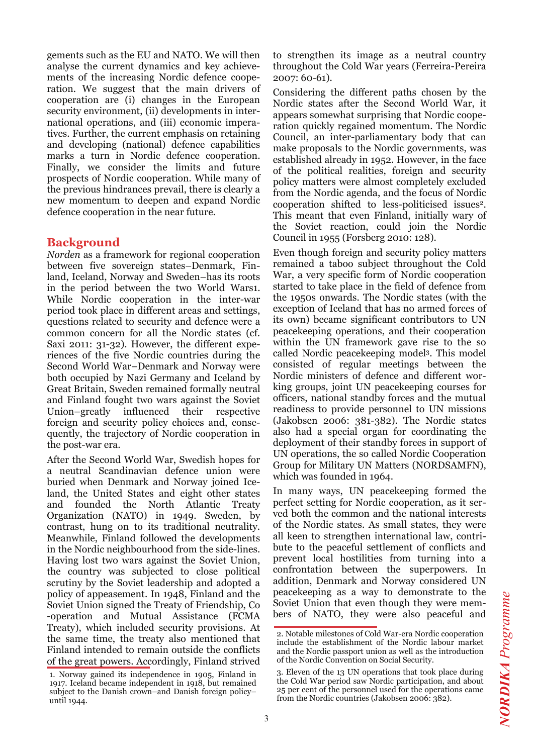gements such as the EU and NATO. We will then analyse the current dynamics and key achievements of the increasing Nordic defence cooperation. We suggest that the main drivers of cooperation are (i) changes in the European security environment, (ii) developments in international operations, and (iii) economic imperatives. Further, the current emphasis on retaining and developing (national) defence capabilities marks a turn in Nordic defence cooperation. Finally, we consider the limits and future prospects of Nordic cooperation. While many of the previous hindrances prevail, there is clearly a new momentum to deepen and expand Nordic defence cooperation in the near future.

## Background

*Norden* as a framework for regional cooperation between five sovereign states–Denmark, Finland, Iceland, Norway and Sweden–has its roots in the period between the two World Wars[1]. While Nordic cooperation in the inter-war period took place in different areas and settings, questions related to security and defence were a common concern for all the Nordic states (cf. Saxi 2011: 31-32). However, the different experiences of the five Nordic countries during the Second World War–Denmark and Norway were both occupied by Nazi Germany and Iceland by Great Britain, Sweden remained formally neutral and Finland fought two wars against the Soviet Union–greatly influenced their respective foreign and security policy choices and, consequently, the trajectory of Nordic cooperation in the post-war era.

After the Second World War, Swedish hopes for a neutral Scandinavian defence union were buried when Denmark and Norway joined Iceland, the United States and eight other states and founded the North Atlantic Treaty Organization (NATO) in 1949. Sweden, by contrast, hung on to its traditional neutrality. Meanwhile, Finland followed the developments in the Nordic neighbourhood from the side-lines. Having lost two wars against the Soviet Union, the country was subjected to close political scrutiny by the Soviet leadership and adopted a policy of appeasement. In 1948, Finland and the Soviet Union signed the Treaty of Friendship, Co-operation and Mutual Assistance (FCMA Treaty), which included security provisions. At the same time, the treaty also mentioned that Finland intended to remain outside the conflicts of the great powers. Accordingly, Finland strived to strengthen its image as a neutral country throughout the Cold War years (Ferreira-Pereira 2007: 60-61).

Considering the different paths chosen by the Nordic states after the Second World War, it appears somewhat surprising that Nordic cooperation quickly regained momentum. The Nordic Council, an inter-parliamentary body that can make proposals to the Nordic governments, was established already in 1952. However, in the face of the political realities, foreign and security policy matters were almost completely excluded from the Nordic agenda, and the focus of Nordic cooperation shifted to less-politicised issues[2]. This meant that even Finland, initially wary of the Soviet reaction, could join the Nordic Council in 1955 (Forsberg 2010: 128).

Even though foreign and security policy matters remained a taboo subject throughout the Cold War, a very specific form of Nordic cooperation started to take place in the field of defence from the 1950s onwards. The Nordic states (with the exception of Iceland that has no armed forces of its own) became significant contributors to UN peacekeeping operations, and their cooperation within the UN framework gave rise to the so called Nordic peacekeeping model[3]. This model consisted of regular meetings between the Nordic ministers of defence and different working groups, joint UN peacekeeping courses for officers, national standby forces and the mutual readiness to provide personnel to UN missions (Jakobsen 2006: 381-382). The Nordic states also had a special organ for coordinating the deployment of their standby forces in support of UN operations, the so called Nordic Cooperation Group for Military UN Matters (NORDSAMFN), which was founded in 1964.

In many ways, UN peacekeeping formed the perfect setting for Nordic cooperation, as it served both the common and the national interests of the Nordic states. As small states, they were all keen to strengthen international law, contribute to the peaceful settlement of conflicts and prevent local hostilities from turning into a confrontation between the superpowers. In addition, Denmark and Norway considered UN peacekeeping as a way to demonstrate to the Soviet Union that even though they were members of NATO, they were also peaceful and

---

1. Norway gained its independence in 1905, Finland in 1917. Iceland became independent in 1918, but remained subject to the Danish crown–and Danish foreign policy–until 1944.

2. Notable milestones of Cold War-era Nordic cooperation include the establishment of the Nordic labour market and the Nordic passport union as well as the introduction of the Nordic Convention on Social Security.

3. Eleven of the 13 UN operations that took place during the Cold War period saw Nordic participation, and about 25 per cent of the personnel used for the operations came from the Nordic countries (Jakobsen 2006: 382).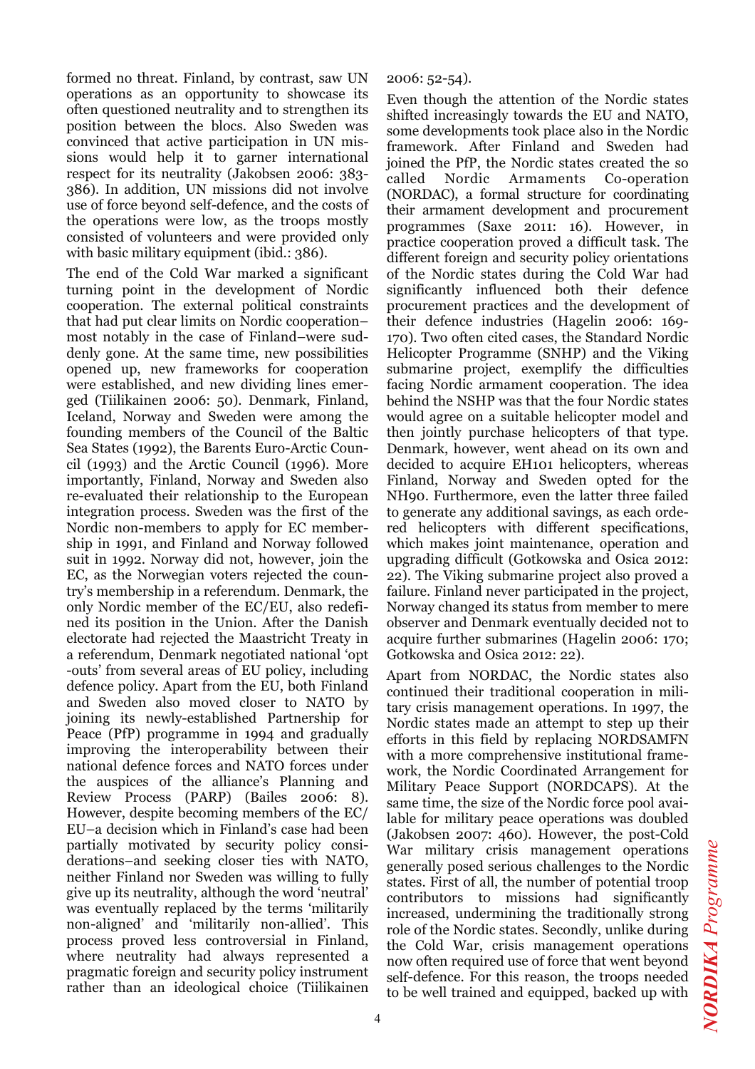formed no threat. Finland, by contrast, saw UN operations as an opportunity to showcase its often questioned neutrality and to strengthen its position between the blocs. Also Sweden was convinced that active participation in UN missions would help it to garner international respect for its neutrality (Jakobsen 2006: 383-386). In addition, UN missions did not involve use of force beyond self-defence, and the costs of the operations were low, as the troops mostly consisted of volunteers and were provided only with basic military equipment (ibid.: 386).

The end of the Cold War marked a significant turning point in the development of Nordic cooperation. The external political constraints that had put clear limits on Nordic cooperation–most notably in the case of Finland–were suddenly gone. At the same time, new possibilities opened up, new frameworks for cooperation were established, and new dividing lines emerged (Tiilikainen 2006: 50). Denmark, Finland, Iceland, Norway and Sweden were among the founding members of the Council of the Baltic Sea States (1992), the Barents Euro-Arctic Council (1993) and the Arctic Council (1996). More importantly, Finland, Norway and Sweden also re-evaluated their relationship to the European integration process. Sweden was the first of the Nordic non-members to apply for EC membership in 1991, and Finland and Norway followed suit in 1992. Norway did not, however, join the EC, as the Norwegian voters rejected the country's membership in a referendum. Denmark, the only Nordic member of the EC/EU, also redefined its position in the Union. After the Danish electorate had rejected the Maastricht Treaty in a referendum, Denmark negotiated national 'opt-outs' from several areas of EU policy, including defence policy. Apart from the EU, both Finland and Sweden also moved closer to NATO by joining its newly-established Partnership for Peace (PfP) programme in 1994 and gradually improving the interoperability between their national defence forces and NATO forces under the auspices of the alliance's Planning and Review Process (PARP) (Bailes 2006: 8). However, despite becoming members of the EC/EU–a decision which in Finland's case had been partially motivated by security policy considerations–and seeking closer ties with NATO, neither Finland nor Sweden was willing to fully give up its neutrality, although the word 'neutral' was eventually replaced by the terms 'militarily non-aligned' and 'militarily non-allied'. This process proved less controversial in Finland, where neutrality had always represented a pragmatic foreign and security policy instrument rather than an ideological choice (Tiilikainen 2006: 52-54).

Even though the attention of the Nordic states shifted increasingly towards the EU and NATO, some developments took place also in the Nordic framework. After Finland and Sweden had joined the PfP, the Nordic states created the so called Nordic Armaments Co-operation (NORDAC), a formal structure for coordinating their armament development and procurement programmes (Saxe 2011: 16). However, in practice cooperation proved a difficult task. The different foreign and security policy orientations of the Nordic states during the Cold War had significantly influenced both their defence procurement practices and the development of their defence industries (Hagelin 2006: 169-170). Two often cited cases, the Standard Nordic Helicopter Programme (SNHP) and the Viking submarine project, exemplify the difficulties facing Nordic armament cooperation. The idea behind the NSHP was that the four Nordic states would agree on a suitable helicopter model and then jointly purchase helicopters of that type. Denmark, however, went ahead on its own and decided to acquire EH101 helicopters, whereas Finland, Norway and Sweden opted for the NH90. Furthermore, even the latter three failed to generate any additional savings, as each ordered helicopters with different specifications, which makes joint maintenance, operation and upgrading difficult (Gotkowska and Osica 2012: 22). The Viking submarine project also proved a failure. Finland never participated in the project, Norway changed its status from member to mere observer and Denmark eventually decided not to acquire further submarines (Hagelin 2006: 170; Gotkowska and Osica 2012: 22).

Apart from NORDAC, the Nordic states also continued their traditional cooperation in military crisis management operations. In 1997, the Nordic states made an attempt to step up their efforts in this field by replacing NORDSAMFN with a more comprehensive institutional framework, the Nordic Coordinated Arrangement for Military Peace Support (NORDCAPS). At the same time, the size of the Nordic force pool available for military peace operations was doubled (Jakobsen 2007: 460). However, the post-Cold War military crisis management operations generally posed serious challenges to the Nordic states. First of all, the number of potential troop contributors to missions had significantly increased, undermining the traditionally strong role of the Nordic states. Secondly, unlike during the Cold War, crisis management operations now often required use of force that went beyond self-defence. For this reason, the troops needed to be well trained and equipped, backed up with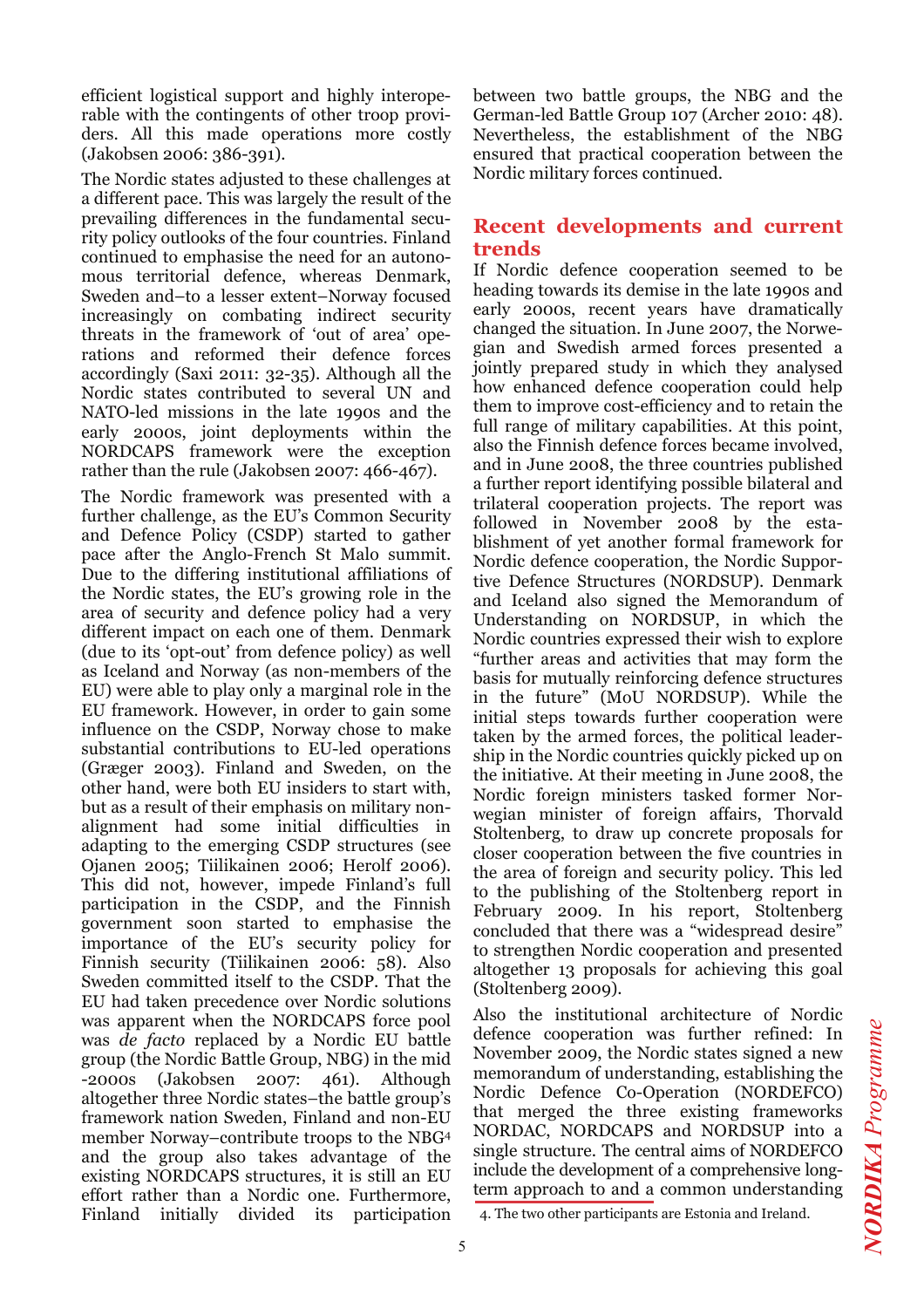efficient logistical support and highly interoperable with the contingents of other troop providers. All this made operations more costly (Jakobsen 2006: 386-391).

The Nordic states adjusted to these challenges at a different pace. This was largely the result of the prevailing differences in the fundamental security policy outlooks of the four countries. Finland continued to emphasise the need for an autonomous territorial defence, whereas Denmark, Sweden and–to a lesser extent–Norway focused increasingly on combating indirect security threats in the framework of 'out of area' operations and reformed their defence forces accordingly (Saxi 2011: 32-35). Although all the Nordic states contributed to several UN and NATO-led missions in the late 1990s and the early 2000s, joint deployments within the NORDCAPS framework were the exception rather than the rule (Jakobsen 2007: 466-467).

The Nordic framework was presented with a further challenge, as the EU's Common Security and Defence Policy (CSDP) started to gather pace after the Anglo-French St Malo summit. Due to the differing institutional affiliations of the Nordic states, the EU's growing role in the area of security and defence policy had a very different impact on each one of them. Denmark (due to its 'opt-out' from defence policy) as well as Iceland and Norway (as non-members of the EU) were able to play only a marginal role in the EU framework. However, in order to gain some influence on the CSDP, Norway chose to make substantial contributions to EU-led operations (Græger 2003). Finland and Sweden, on the other hand, were both EU insiders to start with, but as a result of their emphasis on military non-alignment had some initial difficulties in adapting to the emerging CSDP structures (see Ojanen 2005; Tiilikainen 2006; Herolf 2006). This did not, however, impede Finland's full participation in the CSDP, and the Finnish government soon started to emphasise the importance of the EU's security policy for Finnish security (Tiilikainen 2006: 58). Also Sweden committed itself to the CSDP. That the EU had taken precedence over Nordic solutions was apparent when the NORDCAPS force pool was *de facto* replaced by a Nordic EU battle group (the Nordic Battle Group, NBG) in the mid -2000s (Jakobsen 2007: 461). Although altogether three Nordic states–the battle group's framework nation Sweden, Finland and non-EU member Norway–contribute troops to the NBG[4] and the group also takes advantage of the existing NORDCAPS structures, it is still an EU effort rather than a Nordic one. Furthermore, Finland initially divided its participation between two battle groups, the NBG and the German-led Battle Group 107 (Archer 2010: 48). Nevertheless, the establishment of the NBG ensured that practical cooperation between the Nordic military forces continued.

## Recent developments and current trends

If Nordic defence cooperation seemed to be heading towards its demise in the late 1990s and early 2000s, recent years have dramatically changed the situation. In June 2007, the Norwegian and Swedish armed forces presented a jointly prepared study in which they analysed how enhanced defence cooperation could help them to improve cost-efficiency and to retain the full range of military capabilities. At this point, also the Finnish defence forces became involved, and in June 2008, the three countries published a further report identifying possible bilateral and trilateral cooperation projects. The report was followed in November 2008 by the establishment of yet another formal framework for Nordic defence cooperation, the Nordic Supportive Defence Structures (NORDSUP). Denmark and Iceland also signed the Memorandum of Understanding on NORDSUP, in which the Nordic countries expressed their wish to explore "further areas and activities that may form the basis for mutually reinforcing defence structures in the future" (MoU NORDSUP). While the initial steps towards further cooperation were taken by the armed forces, the political leadership in the Nordic countries quickly picked up on the initiative. At their meeting in June 2008, the Nordic foreign ministers tasked former Norwegian minister of foreign affairs, Thorvald Stoltenberg, to draw up concrete proposals for closer cooperation between the five countries in the area of foreign and security policy. This led to the publishing of the Stoltenberg report in February 2009. In his report, Stoltenberg concluded that there was a "widespread desire" to strengthen Nordic cooperation and presented altogether 13 proposals for achieving this goal (Stoltenberg 2009).

Also the institutional architecture of Nordic defence cooperation was further refined: In November 2009, the Nordic states signed a new memorandum of understanding, establishing the Nordic Defence Co-Operation (NORDEFCO) that merged the three existing frameworks NORDAC, NORDCAPS and NORDSUP into a single structure. The central aims of NORDEFCO include the development of a comprehensive long-term approach to and a common understanding

4. The two other participants are Estonia and Ireland.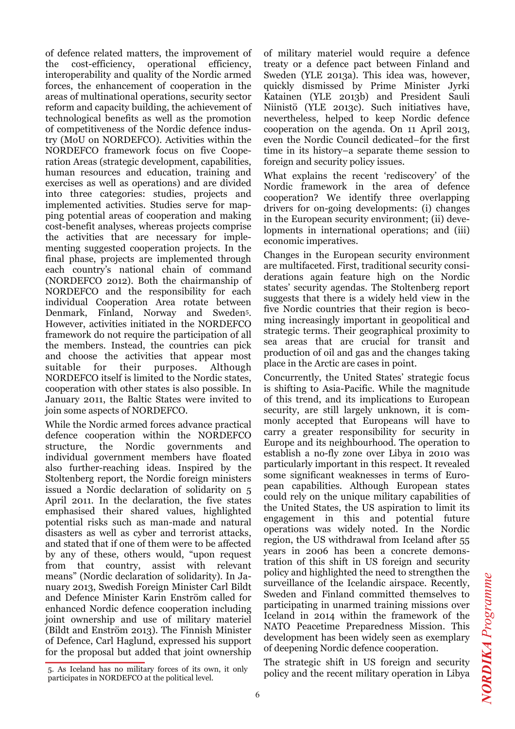of defence related matters, the improvement of the cost-efficiency, operational efficiency, interoperability and quality of the Nordic armed forces, the enhancement of cooperation in the areas of multinational operations, security sector reform and capacity building, the achievement of technological benefits as well as the promotion of competitiveness of the Nordic defence industry (MoU on NORDEFCO). Activities within the NORDEFCO framework focus on five Cooperation Areas (strategic development, capabilities, human resources and education, training and exercises as well as operations) and are divided into three categories: studies, projects and implemented activities. Studies serve for mapping potential areas of cooperation and making cost-benefit analyses, whereas projects comprise the activities that are necessary for implementing suggested cooperation projects. In the final phase, projects are implemented through each country's national chain of command (NORDEFCO 2012). Both the chairmanship of NORDEFCO and the responsibility for each individual Cooperation Area rotate between Denmark, Finland, Norway and Sweden[5]. However, activities initiated in the NORDEFCO framework do not require the participation of all the members. Instead, the countries can pick and choose the activities that appear most suitable for their purposes. Although NORDEFCO itself is limited to the Nordic states, cooperation with other states is also possible. In January 2011, the Baltic States were invited to join some aspects of NORDEFCO.

While the Nordic armed forces advance practical defence cooperation within the NORDEFCO structure, the Nordic governments and individual government members have floated also further-reaching ideas. Inspired by the Stoltenberg report, the Nordic foreign ministers issued a Nordic declaration of solidarity on 5 April 2011. In the declaration, the five states emphasised their shared values, highlighted potential risks such as man-made and natural disasters as well as cyber and terrorist attacks, and stated that if one of them were to be affected by any of these, others would, "upon request from that country, assist with relevant means" (Nordic declaration of solidarity). In January 2013, Swedish Foreign Minister Carl Bildt and Defence Minister Karin Enström called for enhanced Nordic defence cooperation including joint ownership and use of military materiel (Bildt and Enström 2013). The Finnish Minister of Defence, Carl Haglund, expressed his support for the proposal but added that joint ownership of military materiel would require a defence treaty or a defence pact between Finland and Sweden (YLE 2013a). This idea was, however, quickly dismissed by Prime Minister Jyrki Katainen (YLE 2013b) and President Sauli Niinistö (YLE 2013c). Such initiatives have, nevertheless, helped to keep Nordic defence cooperation on the agenda. On 11 April 2013, even the Nordic Council dedicated–for the first time in its history–a separate theme session to foreign and security policy issues.

What explains the recent 'rediscovery' of the Nordic framework in the area of defence cooperation? We identify three overlapping drivers for on-going developments: (i) changes in the European security environment; (ii) developments in international operations; and (iii) economic imperatives.

Changes in the European security environment are multifaceted. First, traditional security considerations again feature high on the Nordic states' security agendas. The Stoltenberg report suggests that there is a widely held view in the five Nordic countries that their region is becoming increasingly important in geopolitical and strategic terms. Their geographical proximity to sea areas that are crucial for transit and production of oil and gas and the changes taking place in the Arctic are cases in point.

Concurrently, the United States' strategic focus is shifting to Asia-Pacific. While the magnitude of this trend, and its implications to European security, are still largely unknown, it is commonly accepted that Europeans will have to carry a greater responsibility for security in Europe and its neighbourhood. The operation to establish a no-fly zone over Libya in 2010 was particularly important in this respect. It revealed some significant weaknesses in terms of European capabilities. Although European states could rely on the unique military capabilities of the United States, the US aspiration to limit its engagement in this and potential future operations was widely noted. In the Nordic region, the US withdrawal from Iceland after 55 years in 2006 has been a concrete demonstration of this shift in US foreign and security policy and highlighted the need to strengthen the surveillance of the Icelandic airspace. Recently, Sweden and Finland committed themselves to participating in unarmed training missions over Iceland in 2014 within the framework of the NATO Peacetime Preparedness Mission. This development has been widely seen as exemplary of deepening Nordic defence cooperation.

The strategic shift in US foreign and security policy and the recent military operation in Libya

5. As Iceland has no military forces of its own, it only participates in NORDEFCO at the political level.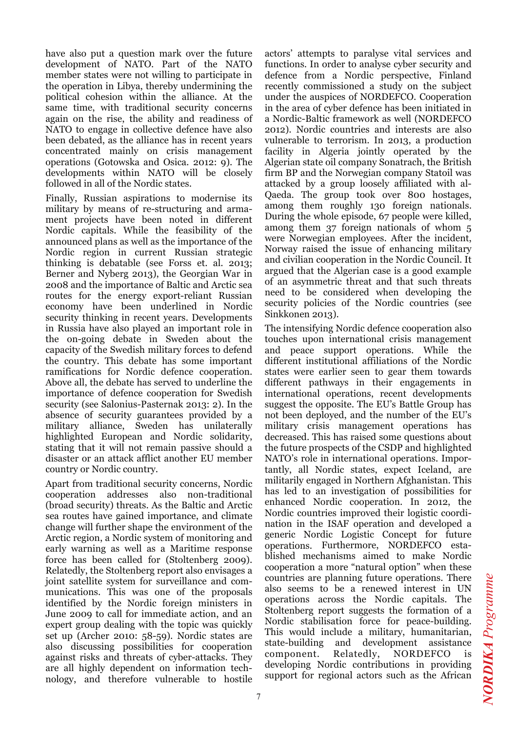have also put a question mark over the future development of NATO. Part of the NATO member states were not willing to participate in the operation in Libya, thereby undermining the political cohesion within the alliance. At the same time, with traditional security concerns again on the rise, the ability and readiness of NATO to engage in collective defence have also been debated, as the alliance has in recent years concentrated mainly on crisis management operations (Gotowska and Osica. 2012: 9). The developments within NATO will be closely followed in all of the Nordic states.

Finally, Russian aspirations to modernise its military by means of re-structuring and armament projects have been noted in different Nordic capitals. While the feasibility of the announced plans as well as the importance of the Nordic region in current Russian strategic thinking is debatable (see Forss et. al. 2013; Berner and Nyberg 2013), the Georgian War in 2008 and the importance of Baltic and Arctic sea routes for the energy export-reliant Russian economy have been underlined in Nordic security thinking in recent years. Developments in Russia have also played an important role in the on-going debate in Sweden about the capacity of the Swedish military forces to defend the country. This debate has some important ramifications for Nordic defence cooperation. Above all, the debate has served to underline the importance of defence cooperation for Swedish security (see Salonius-Pasternak 2013: 2). In the absence of security guarantees provided by a military alliance, Sweden has unilaterally highlighted European and Nordic solidarity, stating that it will not remain passive should a disaster or an attack afflict another EU member country or Nordic country.

Apart from traditional security concerns, Nordic cooperation addresses also non-traditional (broad security) threats. As the Baltic and Arctic sea routes have gained importance, and climate change will further shape the environment of the Arctic region, a Nordic system of monitoring and early warning as well as a Maritime response force has been called for (Stoltenberg 2009). Relatedly, the Stoltenberg report also envisages a joint satellite system for surveillance and communications. This was one of the proposals identified by the Nordic foreign ministers in June 2009 to call for immediate action, and an expert group dealing with the topic was quickly set up (Archer 2010: 58-59). Nordic states are also discussing possibilities for cooperation against risks and threats of cyber-attacks. They are all highly dependent on information technology, and therefore vulnerable to hostile actors' attempts to paralyse vital services and functions. In order to analyse cyber security and defence from a Nordic perspective, Finland recently commissioned a study on the subject under the auspices of NORDEFCO. Cooperation in the area of cyber defence has been initiated in a Nordic-Baltic framework as well (NORDEFCO 2012). Nordic countries and interests are also vulnerable to terrorism. In 2013, a production facility in Algeria jointly operated by the Algerian state oil company Sonatrach, the British firm BP and the Norwegian company Statoil was attacked by a group loosely affiliated with al-Qaeda. The group took over 800 hostages, among them roughly 130 foreign nationals. During the whole episode, 67 people were killed, among them 37 foreign nationals of whom 5 were Norwegian employees. After the incident, Norway raised the issue of enhancing military and civilian cooperation in the Nordic Council. It argued that the Algerian case is a good example of an asymmetric threat and that such threats need to be considered when developing the security policies of the Nordic countries (see Sinkkonen 2013).

The intensifying Nordic defence cooperation also touches upon international crisis management and peace support operations. While the different institutional affiliations of the Nordic states were earlier seen to gear them towards different pathways in their engagements in international operations, recent developments suggest the opposite. The EU's Battle Group has not been deployed, and the number of the EU's military crisis management operations has decreased. This has raised some questions about the future prospects of the CSDP and highlighted NATO's role in international operations. Importantly, all Nordic states, expect Iceland, are militarily engaged in Northern Afghanistan. This has led to an investigation of possibilities for enhanced Nordic cooperation. In 2012, the Nordic countries improved their logistic coordination in the ISAF operation and developed a generic Nordic Logistic Concept for future operations. Furthermore, NORDEFCO established mechanisms aimed to make Nordic cooperation a more "natural option" when these countries are planning future operations. There also seems to be a renewed interest in UN operations across the Nordic capitals. The Stoltenberg report suggests the formation of a Nordic stabilisation force for peace-building. This would include a military, humanitarian, state-building and development assistance component. Relatedly, NORDEFCO is developing Nordic contributions in providing support for regional actors such as the African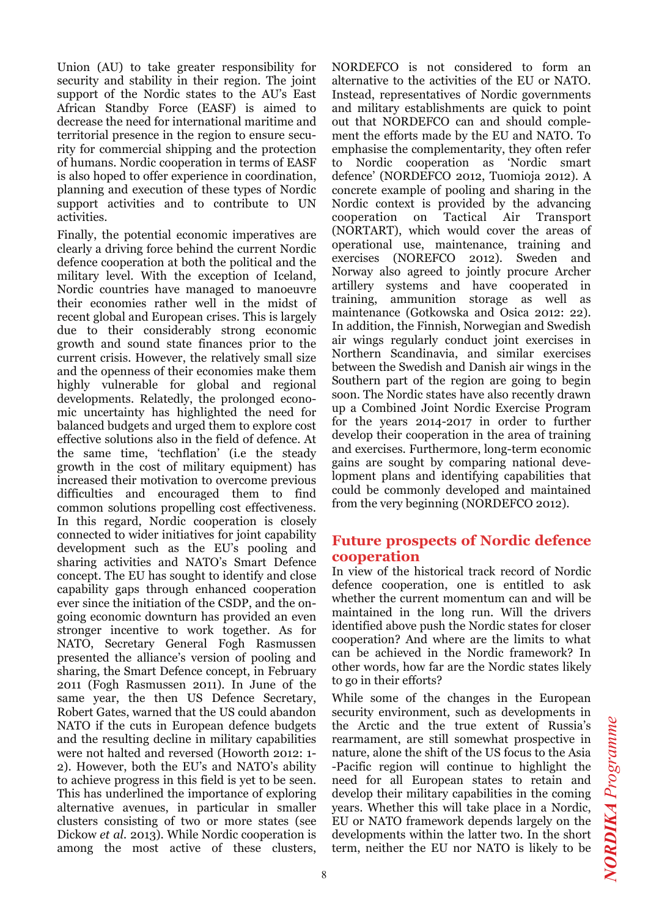Union (AU) to take greater responsibility for security and stability in their region. The joint support of the Nordic states to the AU's East African Standby Force (EASF) is aimed to decrease the need for international maritime and territorial presence in the region to ensure security for commercial shipping and the protection of humans. Nordic cooperation in terms of EASF is also hoped to offer experience in coordination, planning and execution of these types of Nordic support activities and to contribute to UN activities.

Finally, the potential economic imperatives are clearly a driving force behind the current Nordic defence cooperation at both the political and the military level. With the exception of Iceland, Nordic countries have managed to manoeuvre their economies rather well in the midst of recent global and European crises. This is largely due to their considerably strong economic growth and sound state finances prior to the current crisis. However, the relatively small size and the openness of their economies make them highly vulnerable for global and regional developments. Relatedly, the prolonged economic uncertainty has highlighted the need for balanced budgets and urged them to explore cost effective solutions also in the field of defence. At the same time, 'techflation' (i.e the steady growth in the cost of military equipment) has increased their motivation to overcome previous difficulties and encouraged them to find common solutions propelling cost effectiveness. In this regard, Nordic cooperation is closely connected to wider initiatives for joint capability development such as the EU's pooling and sharing activities and NATO's Smart Defence concept. The EU has sought to identify and close capability gaps through enhanced cooperation ever since the initiation of the CSDP, and the ongoing economic downturn has provided an even stronger incentive to work together. As for NATO, Secretary General Fogh Rasmussen presented the alliance's version of pooling and sharing, the Smart Defence concept, in February 2011 (Fogh Rasmussen 2011). In June of the same year, the then US Defence Secretary, Robert Gates, warned that the US could abandon NATO if the cuts in European defence budgets and the resulting decline in military capabilities were not halted and reversed (Howorth 2012: 1-2). However, both the EU's and NATO's ability to achieve progress in this field is yet to be seen. This has underlined the importance of exploring alternative avenues, in particular in smaller clusters consisting of two or more states (see Dickow *et al.* 2013). While Nordic cooperation is among the most active of these clusters, NORDEFCO is not considered to form an alternative to the activities of the EU or NATO. Instead, representatives of Nordic governments and military establishments are quick to point out that NORDEFCO can and should complement the efforts made by the EU and NATO. To emphasise the complementarity, they often refer to Nordic cooperation as 'Nordic smart defence' (NORDEFCO 2012, Tuomioja 2012). A concrete example of pooling and sharing in the Nordic context is provided by the advancing cooperation on Tactical Air Transport (NORTART), which would cover the areas of operational use, maintenance, training and exercises (NOREFCO 2012). Sweden and Norway also agreed to jointly procure Archer artillery systems and have cooperated in training, ammunition storage as well as maintenance (Gotkowska and Osica 2012: 22). In addition, the Finnish, Norwegian and Swedish air wings regularly conduct joint exercises in Northern Scandinavia, and similar exercises between the Swedish and Danish air wings in the Southern part of the region are going to begin soon. The Nordic states have also recently drawn up a Combined Joint Nordic Exercise Program for the years 2014-2017 in order to further develop their cooperation in the area of training and exercises. Furthermore, long-term economic gains are sought by comparing national development plans and identifying capabilities that could be commonly developed and maintained from the very beginning (NORDEFCO 2012).

## Future prospects of Nordic defence cooperation

In view of the historical track record of Nordic defence cooperation, one is entitled to ask whether the current momentum can and will be maintained in the long run. Will the drivers identified above push the Nordic states for closer cooperation? And where are the limits to what can be achieved in the Nordic framework? In other words, how far are the Nordic states likely to go in their efforts?

While some of the changes in the European security environment, such as developments in the Arctic and the true extent of Russia's rearmament, are still somewhat prospective in nature, alone the shift of the US focus to the Asia -Pacific region will continue to highlight the need for all European states to retain and develop their military capabilities in the coming years. Whether this will take place in a Nordic, EU or NATO framework depends largely on the developments within the latter two. In the short term, neither the EU nor NATO is likely to be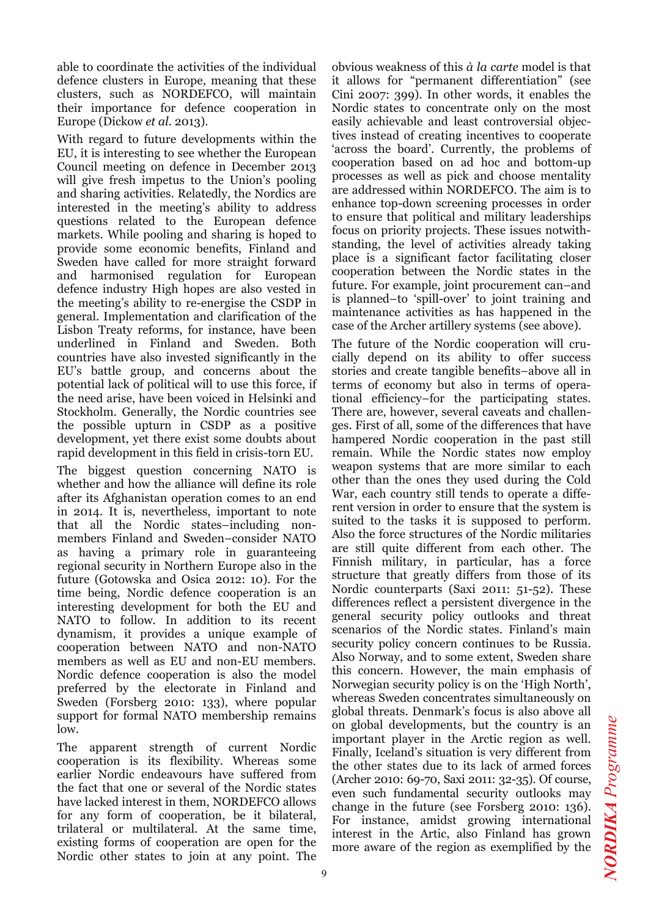able to coordinate the activities of the individual defence clusters in Europe, meaning that these clusters, such as NORDEFCO, will maintain their importance for defence cooperation in Europe (Dickow *et al.* 2013).

With regard to future developments within the EU, it is interesting to see whether the European Council meeting on defence in December 2013 will give fresh impetus to the Union's pooling and sharing activities. Relatedly, the Nordics are interested in the meeting's ability to address questions related to the European defence markets. While pooling and sharing is hoped to provide some economic benefits, Finland and Sweden have called for more straight forward and harmonised regulation for European defence industry High hopes are also vested in the meeting's ability to re-energise the CSDP in general. Implementation and clarification of the Lisbon Treaty reforms, for instance, have been underlined in Finland and Sweden. Both countries have also invested significantly in the EU's battle group, and concerns about the potential lack of political will to use this force, if the need arise, have been voiced in Helsinki and Stockholm. Generally, the Nordic countries see the possible upturn in CSDP as a positive development, yet there exist some doubts about rapid development in this field in crisis-torn EU.

The biggest question concerning NATO is whether and how the alliance will define its role after its Afghanistan operation comes to an end in 2014. It is, nevertheless, important to note that all the Nordic states–including non-members Finland and Sweden–consider NATO as having a primary role in guaranteeing regional security in Northern Europe also in the future (Gotowska and Osica 2012: 10). For the time being, Nordic defence cooperation is an interesting development for both the EU and NATO to follow. In addition to its recent dynamism, it provides a unique example of cooperation between NATO and non-NATO members as well as EU and non-EU members. Nordic defence cooperation is also the model preferred by the electorate in Finland and Sweden (Forsberg 2010: 133), where popular support for formal NATO membership remains low.

The apparent strength of current Nordic cooperation is its flexibility. Whereas some earlier Nordic endeavours have suffered from the fact that one or several of the Nordic states have lacked interest in them, NORDEFCO allows for any form of cooperation, be it bilateral, trilateral or multilateral. At the same time, existing forms of cooperation are open for the Nordic other states to join at any point. The obvious weakness of this *à la carte* model is that it allows for "permanent differentiation" (see Cini 2007: 399). In other words, it enables the Nordic states to concentrate only on the most easily achievable and least controversial objectives instead of creating incentives to cooperate 'across the board'. Currently, the problems of cooperation based on ad hoc and bottom-up processes as well as pick and choose mentality are addressed within NORDEFCO. The aim is to enhance top-down screening processes in order to ensure that political and military leaderships focus on priority projects. These issues notwithstanding, the level of activities already taking place is a significant factor facilitating closer cooperation between the Nordic states in the future. For example, joint procurement can–and is planned–to 'spill-over' to joint training and maintenance activities as has happened in the case of the Archer artillery systems (see above).

The future of the Nordic cooperation will crucially depend on its ability to offer success stories and create tangible benefits–above all in terms of economy but also in terms of operational efficiency–for the participating states. There are, however, several caveats and challenges. First of all, some of the differences that have hampered Nordic cooperation in the past still remain. While the Nordic states now employ weapon systems that are more similar to each other than the ones they used during the Cold War, each country still tends to operate a different version in order to ensure that the system is suited to the tasks it is supposed to perform. Also the force structures of the Nordic militaries are still quite different from each other. The Finnish military, in particular, has a force structure that greatly differs from those of its Nordic counterparts (Saxi 2011: 51-52). These differences reflect a persistent divergence in the general security policy outlooks and threat scenarios of the Nordic states. Finland's main security policy concern continues to be Russia. Also Norway, and to some extent, Sweden share this concern. However, the main emphasis of Norwegian security policy is on the 'High North', whereas Sweden concentrates simultaneously on global threats. Denmark's focus is also above all on global developments, but the country is an important player in the Arctic region as well. Finally, Iceland's situation is very different from the other states due to its lack of armed forces (Archer 2010: 69-70, Saxi 2011: 32-35). Of course, even such fundamental security outlooks may change in the future (see Forsberg 2010: 136). For instance, amidst growing international interest in the Artic, also Finland has grown more aware of the region as exemplified by the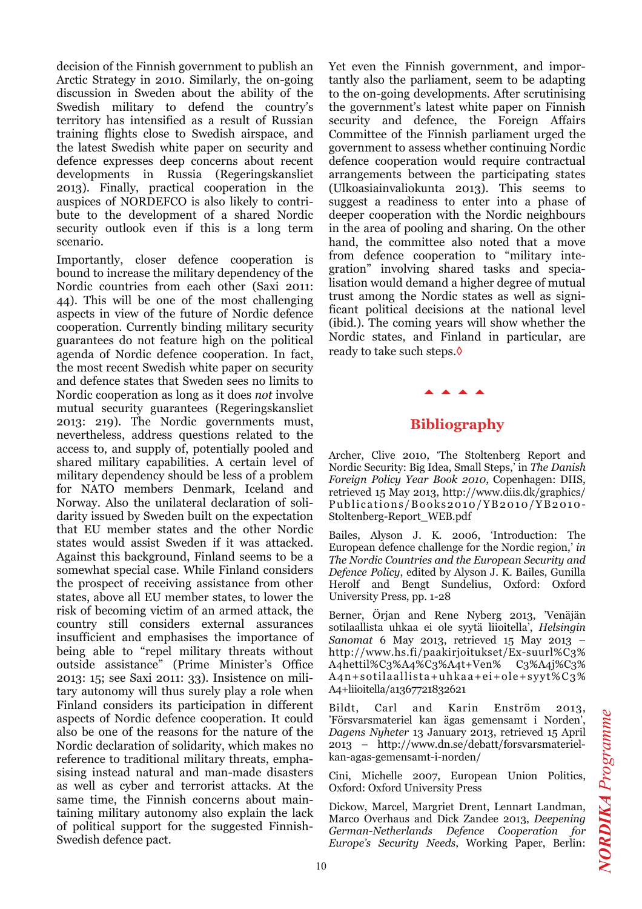decision of the Finnish government to publish an Arctic Strategy in 2010. Similarly, the on-going discussion in Sweden about the ability of the Swedish military to defend the country's territory has intensified as a result of Russian training flights close to Swedish airspace, and the latest Swedish white paper on security and defence expresses deep concerns about recent developments in Russia (Regeringskansliet 2013). Finally, practical cooperation in the auspices of NORDEFCO is also likely to contribute to the development of a shared Nordic security outlook even if this is a long term scenario.

Importantly, closer defence cooperation is bound to increase the military dependency of the Nordic countries from each other (Saxi 2011: 44). This will be one of the most challenging aspects in view of the future of Nordic defence cooperation. Currently binding military security guarantees do not feature high on the political agenda of Nordic defence cooperation. In fact, the most recent Swedish white paper on security and defence states that Sweden sees no limits to Nordic cooperation as long as it does *not* involve mutual security guarantees (Regeringskansliet 2013: 219). The Nordic governments must, nevertheless, address questions related to the access to, and supply of, potentially pooled and shared military capabilities. A certain level of military dependency should be less of a problem for NATO members Denmark, Iceland and Norway. Also the unilateral declaration of solidarity issued by Sweden built on the expectation that EU member states and the other Nordic states would assist Sweden if it was attacked. Against this background, Finland seems to be a somewhat special case. While Finland considers the prospect of receiving assistance from other states, above all EU member states, to lower the risk of becoming victim of an armed attack, the country still considers external assurances insufficient and emphasises the importance of being able to "repel military threats without outside assistance" (Prime Minister's Office 2013: 15; see Saxi 2011: 33). Insistence on military autonomy will thus surely play a role when Finland considers its participation in different aspects of Nordic defence cooperation. It could also be one of the reasons for the nature of the Nordic declaration of solidarity, which makes no reference to traditional military threats, emphasising instead natural and man-made disasters as well as cyber and terrorist attacks. At the same time, the Finnish concerns about maintaining military autonomy also explain the lack of political support for the suggested Finnish-Swedish defence pact.

Yet even the Finnish government, and importantly also the parliament, seem to be adapting to the on-going developments. After scrutinising the government's latest white paper on Finnish security and defence, the Foreign Affairs Committee of the Finnish parliament urged the government to assess whether continuing Nordic defence cooperation would require contractual arrangements between the participating states (Ulkoasiainvaliokunta 2013). This seems to suggest a readiness to enter into a phase of deeper cooperation with the Nordic neighbours in the area of pooling and sharing. On the other hand, the committee also noted that a move from defence cooperation to "military integration" involving shared tasks and specialisation would demand a higher degree of mutual trust among the Nordic states as well as significant political decisions at the national level (ibid.). The coming years will show whether the Nordic states, and Finland in particular, are ready to take such steps.◊

## Bibliography

Archer, Clive 2010, 'The Stoltenberg Report and Nordic Security: Big Idea, Small Steps,' in *The Danish Foreign Policy Year Book 2010*, Copenhagen: DIIS, retrieved 15 May 2013, http://www.diis.dk/graphics/Publications/Books2010/YB2010/YB2010-Stoltenberg-Report_WEB.pdf

Bailes, Alyson J. K. 2006, 'Introduction: The European defence challenge for the Nordic region,' *in The Nordic Countries and the European Security and Defence Policy*, edited by Alyson J. K. Bailes, Gunilla Herolf and Bengt Sundelius, Oxford: Oxford University Press, pp. 1-28

Berner, Örjan and Rene Nyberg 2013, 'Venäjän sotilaallista uhkaa ei ole syytä liioitella', *Helsingin Sanomat* 6 May 2013, retrieved 15 May 2013 – http://www.hs.fi/paakirjoitukset/Ex-suurl%C3%A4hettil%C3%A4%C3%A4t+Ven% C3%A4j%C3%A4n+sotilaallista+uhkaa+ei+ole+syyt%C3%A4+liioitella/a1367721832621

Bildt, Carl and Karin Enström 2013, 'Försvarsmateriel kan ägas gemensamt i Norden', *Dagens Nyheter* 13 January 2013, retrieved 15 April 2013 – http://www.dn.se/debatt/forsvarsmateriel-kan-agas-gemensamt-i-norden/

Cini, Michelle 2007, European Union Politics, Oxford: Oxford University Press

Dickow, Marcel, Margriet Drent, Lennart Landman, Marco Overhaus and Dick Zandee 2013, *Deepening German-Netherlands Defence Cooperation for Europe's Security Needs*, Working Paper, Berlin: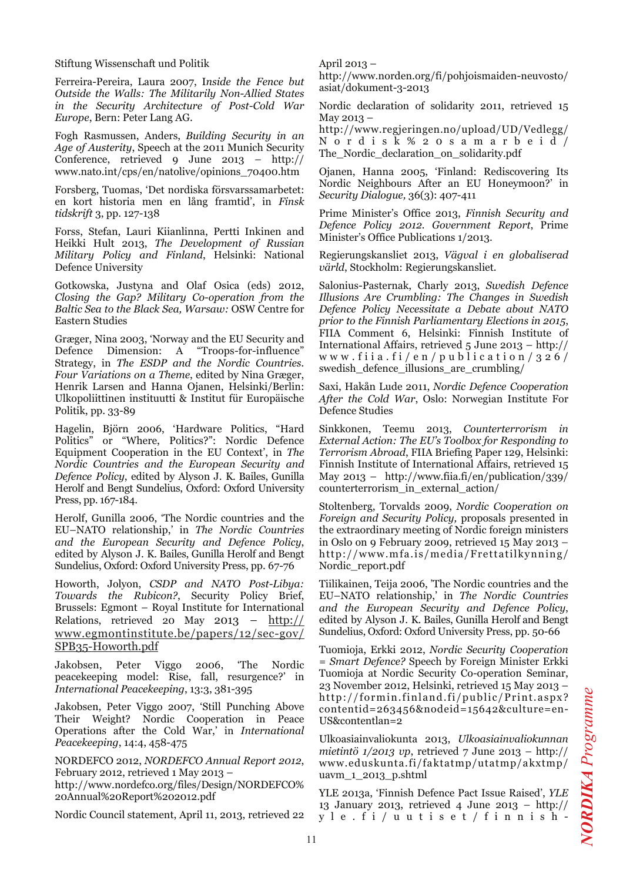Stiftung Wissenschaft und Politik

Ferreira-Pereira, Laura 2007, *Inside the Fence but Outside the Walls: The Militarily Non-Allied States in the Security Architecture of Post-Cold War Europe*, Bern: Peter Lang AG.

Fogh Rasmussen, Anders, *Building Security in an Age of Austerity*, Speech at the 2011 Munich Security Conference, retrieved 9 June 2013 – http://www.nato.int/cps/en/natolive/opinions_70400.htm

Forsberg, Tuomas, 'Det nordiska försvarssamarbetet: en kort historia men en lång framtid', in *Finsk tidskrift* 3, pp. 127-138

Forss, Stefan, Lauri Kiianlinna, Pertti Inkinen and Heikki Hult 2013, *The Development of Russian Military Policy and Finland*, Helsinki: National Defence University

Gotkowska, Justyna and Olaf Osica (eds) 2012, *Closing the Gap? Military Co-operation from the Baltic Sea to the Black Sea, Warsaw:* OSW Centre for Eastern Studies

Græger, Nina 2003, 'Norway and the EU Security and Defence Dimension: A "Troops-for-influence" Strategy, in *The ESDP and the Nordic Countries. Four Variations on a Theme*, edited by Nina Græger, Henrik Larsen and Hanna Ojanen, Helsinki/Berlin: Ulkopoliittinen instituutti & Institut für Europäische Politik, pp. 33-89

Hagelin, Björn 2006, 'Hardware Politics, "Hard Politics" or "Where, Politics?": Nordic Defence Equipment Cooperation in the EU Context', in *The Nordic Countries and the European Security and Defence Policy*, edited by Alyson J. K. Bailes, Gunilla Herolf and Bengt Sundelius, Oxford: Oxford University Press, pp. 167-184.

Herolf, Gunilla 2006, 'The Nordic countries and the EU–NATO relationship,' in *The Nordic Countries and the European Security and Defence Policy*, edited by Alyson J. K. Bailes, Gunilla Herolf and Bengt Sundelius, Oxford: Oxford University Press, pp. 67-76

Howorth, Jolyon, *CSDP and NATO Post-Libya: Towards the Rubicon?*, Security Policy Brief, Brussels: Egmont – Royal Institute for International Relations, retrieved 20 May 2013 – http://www.egmontinstitute.be/papers/12/sec-gov/SPB35-Howorth.pdf

Jakobsen, Peter Viggo 2006, 'The Nordic peacekeeping model: Rise, fall, resurgence?' in *International Peacekeeping*, 13:3, 381-395

Jakobsen, Peter Viggo 2007, 'Still Punching Above Their Weight? Nordic Cooperation in Peace Operations after the Cold War,' in *International Peacekeeping*, 14:4, 458-475

NORDEFCO 2012, *NORDEFCO Annual Report 2012*, February 2012, retrieved 1 May 2013 – http://www.nordefco.org/files/Design/NORDEFCO%20Annual%20Report%202012.pdf

Nordic Council statement, April 11, 2013, retrieved 22 April 2013 – http://www.norden.org/fi/pohjoismaiden-neuvosto/asiat/dokument-3-2013

Nordic declaration of solidarity 2011, retrieved 15 May 2013 – http://www.regjeringen.no/upload/UD/Vedlegg/Nordisk%20samarbeid/The_Nordic_declaration_on_solidarity.pdf

Ojanen, Hanna 2005, 'Finland: Rediscovering Its Nordic Neighbours After an EU Honeymoon?' in *Security Dialogue,* 36(3): 407-411

Prime Minister's Office 2013, *Finnish Security and Defence Policy 2012. Government Report*, Prime Minister's Office Publications 1/2013.

Regierungskansliet 2013, *Vägval i en globaliserad värld*, Stockholm: Regierungskansliet.

Salonius-Pasternak, Charly 2013, *Swedish Defence Illusions Are Crumbling: The Changes in Swedish Defence Policy Necessitate a Debate about NATO prior to the Finnish Parliamentary Elections in 2015*, FIIA Comment 6, Helsinki: Finnish Institute of International Affairs, retrieved 5 June 2013 – http://www.fiia.fi/en/publication/326/swedish_defence_illusions_are_crumbling/

Saxi, Håkan Lude 2011, *Nordic Defence Cooperation After the Cold War*, Oslo: Norwegian Institute For Defence Studies

Sinkkonen, Teemu 2013, *Counterterrorism in External Action: The EU's Toolbox for Responding to Terrorism Abroad*, FIIA Briefing Paper 129, Helsinki: Finnish Institute of International Affairs, retrieved 15 May 2013 – http://www.fiia.fi/en/publication/339/counterterrorism_in_external_action/

Stoltenberg, Torvalds 2009, *Nordic Cooperation on Foreign and Security Policy,* proposals presented in the extraordinary meeting of Nordic foreign ministers in Oslo on 9 February 2009, retrieved 15 May 2013 – http://www.mfa.is/media/Frettatilkynning/Nordic_report.pdf

Tiilikainen, Teija 2006, 'The Nordic countries and the EU–NATO relationship,' in *The Nordic Countries and the European Security and Defence Policy*, edited by Alyson J. K. Bailes, Gunilla Herolf and Bengt Sundelius, Oxford: Oxford University Press, pp. 50-66

Tuomioja, Erkki 2012, *Nordic Security Cooperation = Smart Defence?* Speech by Foreign Minister Erkki Tuomioja at Nordic Security Co-operation Seminar, 23 November 2012, Helsinki, retrieved 15 May 2013 – http://formin.finland.fi/public/Print.aspx?contentid=263456&nodeid=15642&culture=en-US&contentlan=2

Ulkoasiainvaliokunta 2013, *Ulkoasiainvaliokunnan mietintö 1/2013 vp*, retrieved 7 June 2013 – http://www.eduskunta.fi/faktatmp/utatmp/akxtmp/uavm_1_2013_p.shtml

YLE 2013a, 'Finnish Defence Pact Issue Raised', *YLE* 13 January 2013, retrieved 4 June 2013 – http://yle.fi/uutiset/finnish-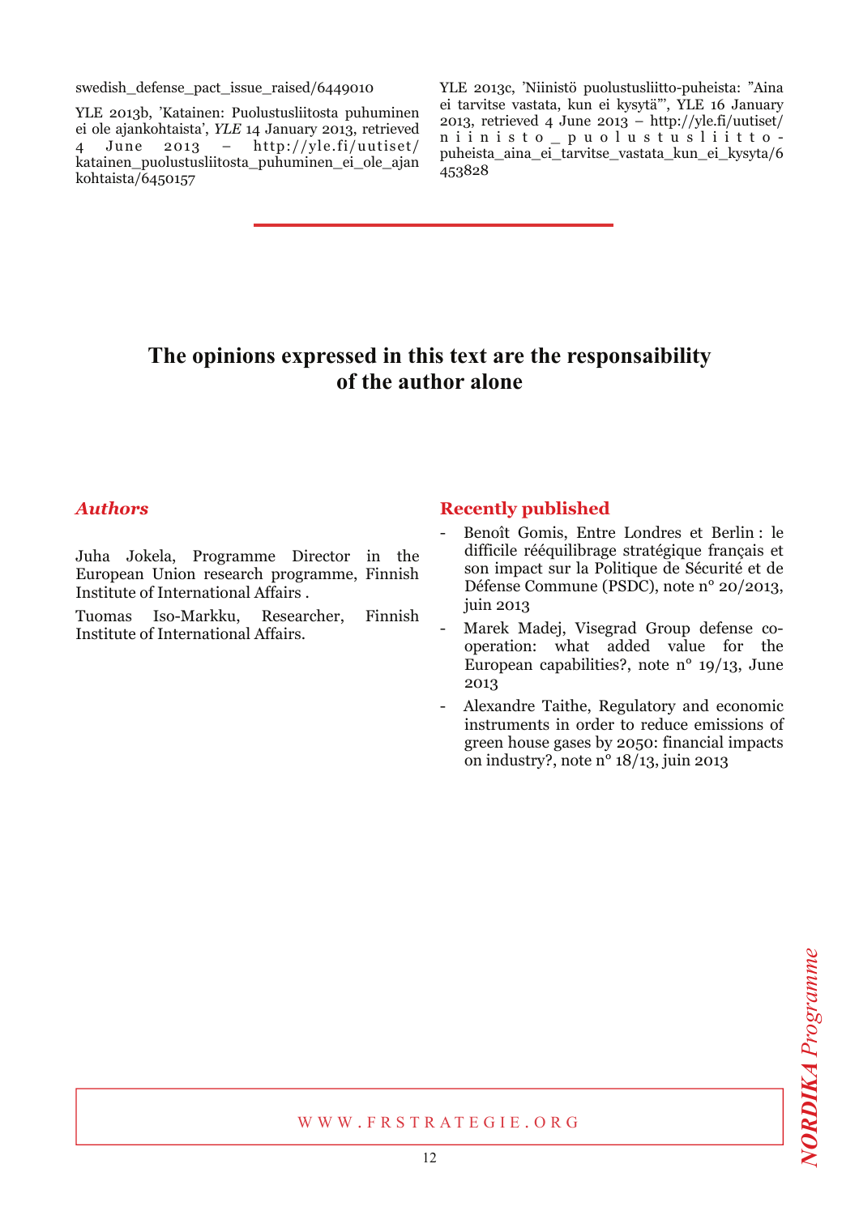swedish_defense_pact_issue_raised/6449010

YLE 2013b, 'Katainen: Puolustusliitosta puhuminen ei ole ajankohtaista', *YLE* 14 January 2013, retrieved 4 June 2013 – http://yle.fi/uutiset/katainen_puolustusliitosta_puhuminen_ei_ole_ajankohtaista/6450157

YLE 2013c, 'Niinistö puolustusliitto-puheista: "Aina ei tarvitse vastata, kun ei kysytä"', YLE 16 January 2013, retrieved 4 June 2013 – http://yle.fi/uutiset/niinisto_puolustusliitto-puheista_aina_ei_tarvitse_vastata_kun_ei_kysyta/6453828

---

**The opinions expressed in this text are the responsaibility of the author alone**

### *Authors*

Juha Jokela, Programme Director in the European Union research programme, Finnish Institute of International Affairs .

Tuomas Iso-Markku, Researcher, Finnish Institute of International Affairs.

### Recently published

- Benoît Gomis, Entre Londres et Berlin : le difficile rééquilibrage stratégique français et son impact sur la Politique de Sécurité et de Défense Commune (PSDC), note n° 20/2013, juin 2013
- Marek Madej, Visegrad Group defense co-operation: what added value for the European capabilities?, note n° 19/13, June 2013
- Alexandre Taithe, Regulatory and economic instruments in order to reduce emissions of green house gases by 2050: financial impacts on industry?, note n° 18/13, juin 2013

WWW.FRSTRATEGIE.ORG